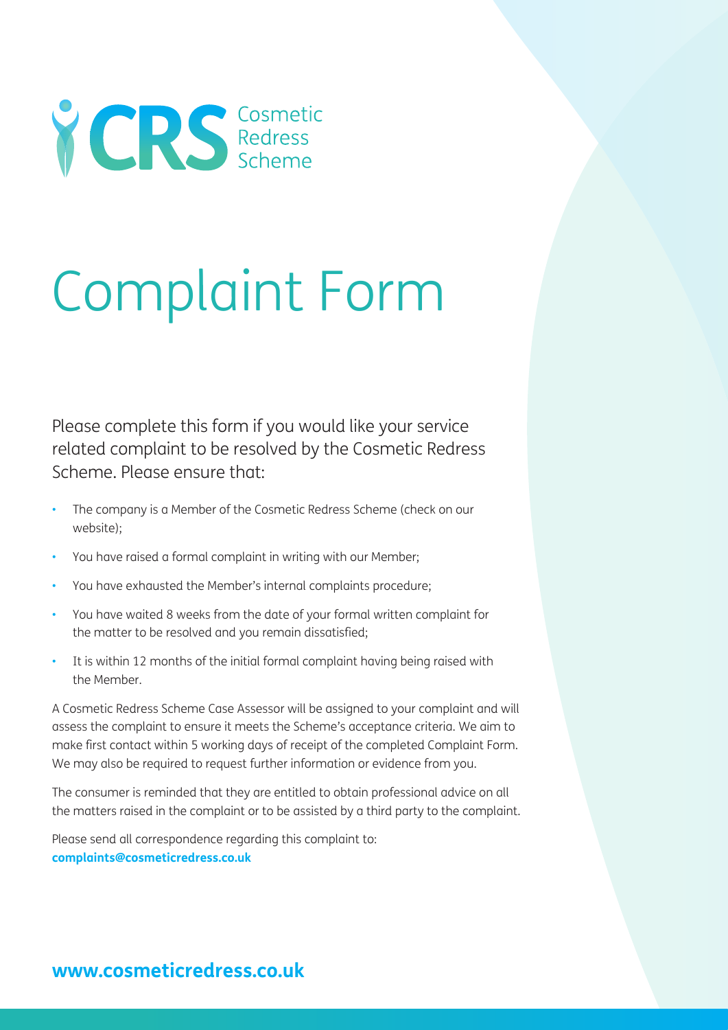CRS Cosmetic Redress Scheme

# Complaint Form

Please complete this form if you would like your service related complaint to be resolved by the Cosmetic Redress Scheme. Please ensure that:

- The company is a Member of the Cosmetic Redress Scheme (check on our website);
- You have raised a formal complaint in writing with our Member;
- You have exhausted the Member's internal complaints procedure;
- You have waited 8 weeks from the date of your formal written complaint for the matter to be resolved and you remain dissatisfied;
- It is within 12 months of the initial formal complaint having being raised with the Member.

A Cosmetic Redress Scheme Case Assessor will be assigned to your complaint and will assess the complaint to ensure it meets the Scheme's acceptance criteria. We aim to make first contact within 5 working days of receipt of the completed Complaint Form. We may also be required to request further information or evidence from you.

The consumer is reminded that they are entitled to obtain professional advice on all the matters raised in the complaint or to be assisted by a third party to the complaint.

Please send all correspondence regarding this complaint to:
**complaints@cosmeticredress.co.uk**

**www.cosmeticredress.co.uk**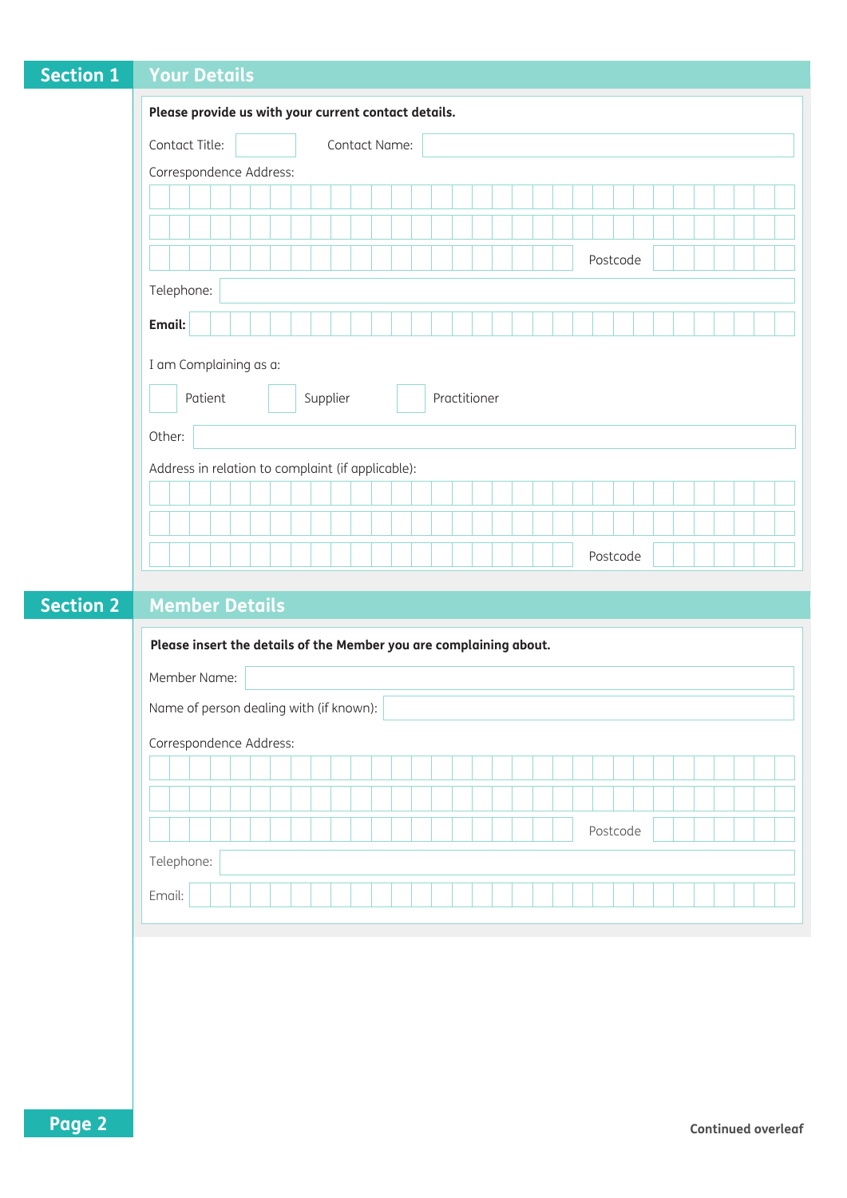## Section 1 Your Details

**Please provide us with your current contact details.**

Contact Title: ______ Contact Name: ______

Correspondence Address:

______

______

______ Postcode ______

Telephone: ______

**Email:** ______

I am Complaining as a:

☐ Patient ☐ Supplier ☐ Practitioner

Other: ______

Address in relation to complaint (if applicable):

______

______

______ Postcode ______

## Section 2 Member Details

**Please insert the details of the Member you are complaining about.**

Member Name: ______

Name of person dealing with (if known): ______

Correspondence Address:

______

______

______ Postcode ______

Telephone: ______

Email: ______

**Continued overleaf**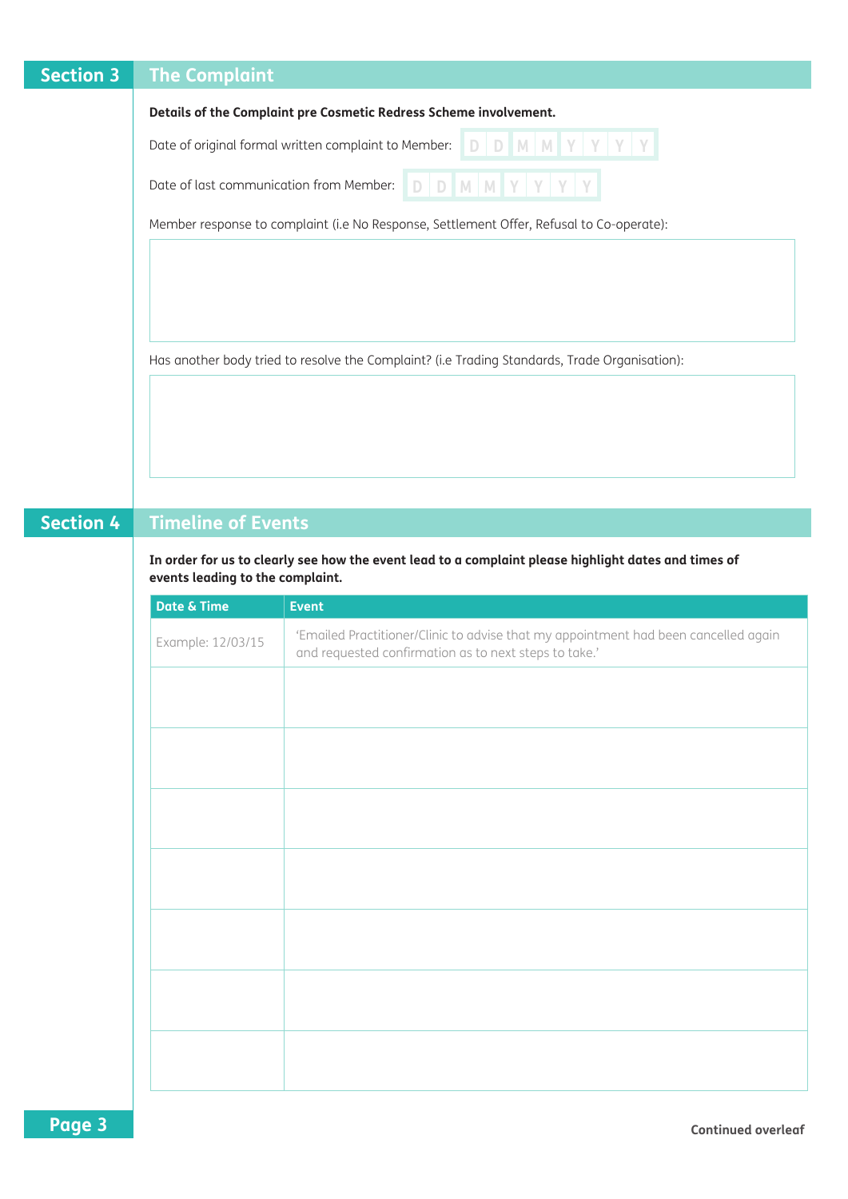## Section 3 The Complaint

**Details of the Complaint pre Cosmetic Redress Scheme involvement.**

Date of original formal written complaint to Member: D D M M Y Y Y Y

Date of last communication from Member: D D M M Y Y Y Y

Member response to complaint (i.e No Response, Settlement Offer, Refusal to Co-operate):

Has another body tried to resolve the Complaint? (i.e Trading Standards, Trade Organisation):

## Section 4 Timeline of Events

**In order for us to clearly see how the event lead to a complaint please highlight dates and times of events leading to the complaint.**

| Date & Time | Event |
|---|---|
| Example: 12/03/15 | 'Emailed Practitioner/Clinic to advise that my appointment had been cancelled again and requested confirmation as to next steps to take.' |
| | |
| | |
| | |
| | |
| | |
| | |
| | |

Continued overleaf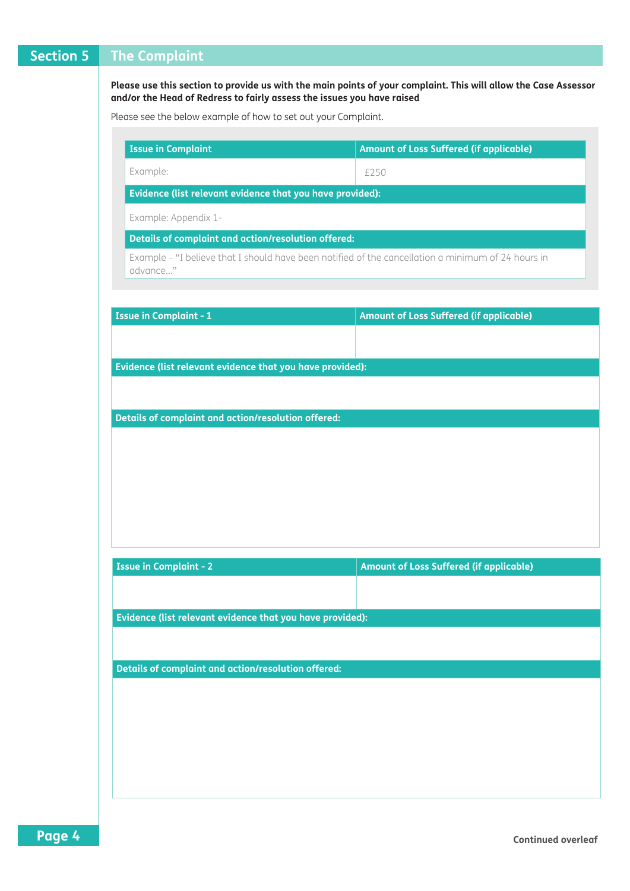## Section 5 The Complaint

**Please use this section to provide us with the main points of your complaint. This will allow the Case Assessor and/or the Head of Redress to fairly assess the issues you have raised**

Please see the below example of how to set out your Complaint.

| Issue in Complaint | Amount of Loss Suffered (if applicable) |
|---|---|
| Example: | £250 |
| **Evidence (list relevant evidence that you have provided):** | |
| Example: Appendix 1- | |
| **Details of complaint and action/resolution offered:** | |
| Example – "I believe that I should have been notified of the cancellation a minimum of 24 hours in advance..." | |

| Issue in Complaint - 1 | Amount of Loss Suffered (if applicable) |
|---|---|
| | |
| **Evidence (list relevant evidence that you have provided):** | |
| | |
| **Details of complaint and action/resolution offered:** | |
| | |

| Issue in Complaint - 2 | Amount of Loss Suffered (if applicable) |
|---|---|
| | |
| **Evidence (list relevant evidence that you have provided):** | |
| | |
| **Details of complaint and action/resolution offered:** | |
| | |

**Continued overleaf**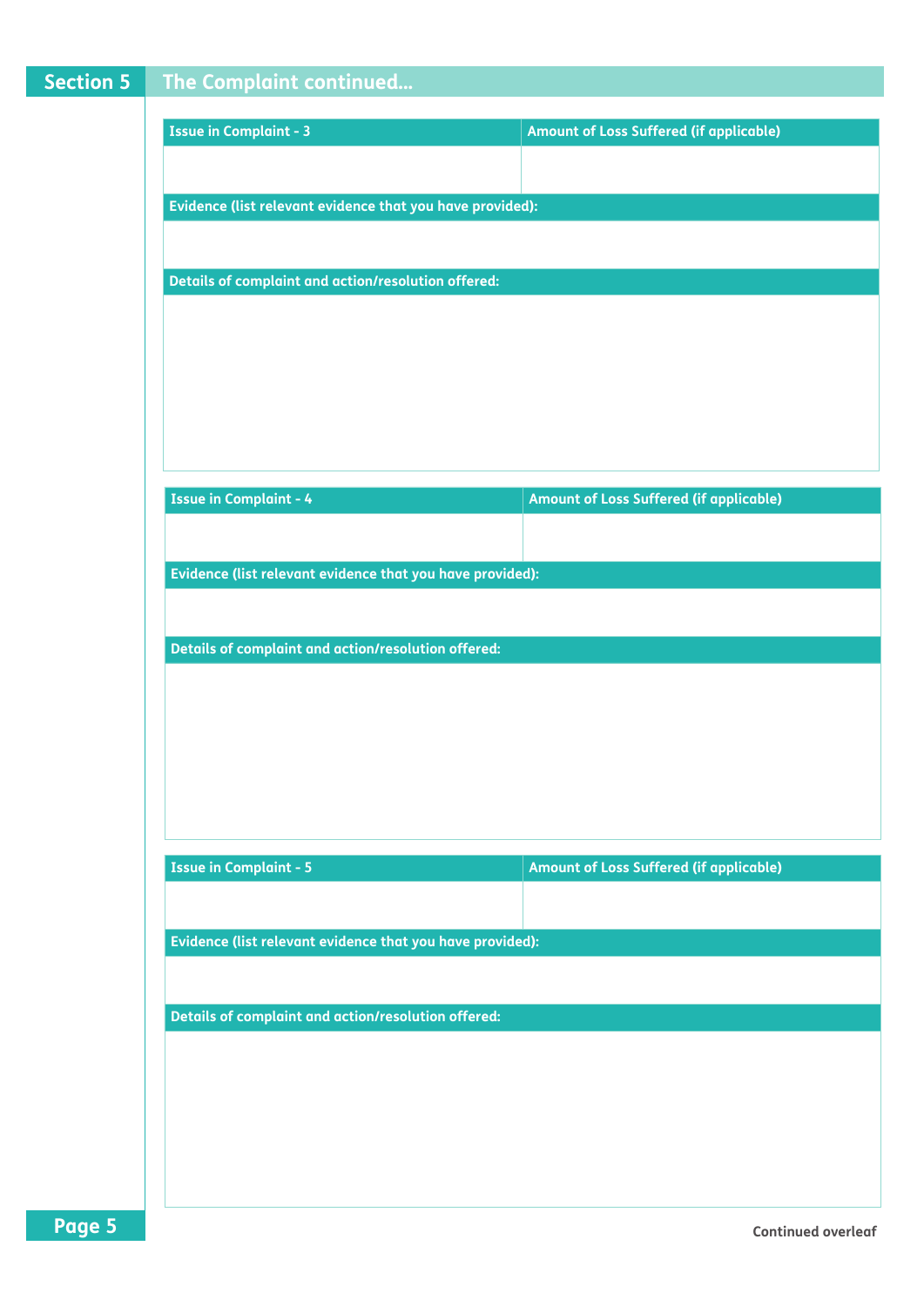## Section 5 The Complaint continued...

| Issue in Complaint - 3 | Amount of Loss Suffered (if applicable) |
|---|---|
| | |

**Evidence (list relevant evidence that you have provided):**

**Details of complaint and action/resolution offered:**

| Issue in Complaint - 4 | Amount of Loss Suffered (if applicable) |
|---|---|
| | |

**Evidence (list relevant evidence that you have provided):**

**Details of complaint and action/resolution offered:**

| Issue in Complaint - 5 | Amount of Loss Suffered (if applicable) |
|---|---|
| | |

**Evidence (list relevant evidence that you have provided):**

**Details of complaint and action/resolution offered:**

**Continued overleaf**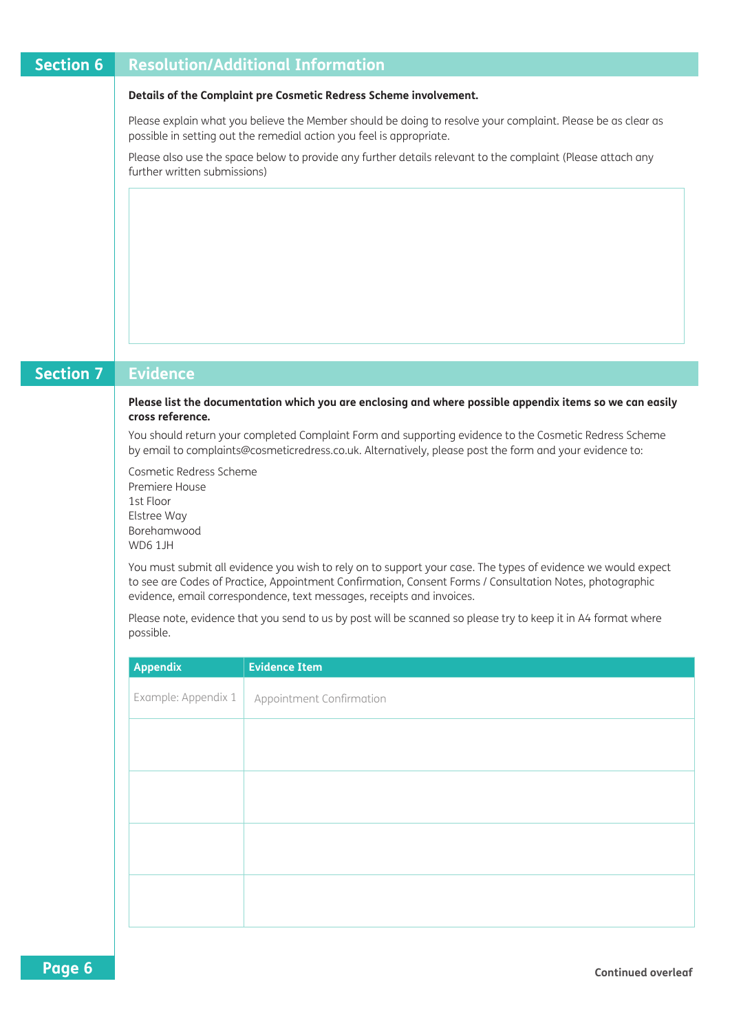## Section 6 Resolution/Additional Information

**Details of the Complaint pre Cosmetic Redress Scheme involvement.**

Please explain what you believe the Member should be doing to resolve your complaint. Please be as clear as possible in setting out the remedial action you feel is appropriate.

Please also use the space below to provide any further details relevant to the complaint (Please attach any further written submissions)

## Section 7 Evidence

**Please list the documentation which you are enclosing and where possible appendix items so we can easily cross reference.**

You should return your completed Complaint Form and supporting evidence to the Cosmetic Redress Scheme by email to complaints@cosmeticredress.co.uk. Alternatively, please post the form and your evidence to:

Cosmetic Redress Scheme
Premiere House
1st Floor
Elstree Way
Borehamwood
WD6 1JH

You must submit all evidence you wish to rely on to support your case. The types of evidence we would expect to see are Codes of Practice, Appointment Confirmation, Consent Forms / Consultation Notes, photographic evidence, email correspondence, text messages, receipts and invoices.

Please note, evidence that you send to us by post will be scanned so please try to keep it in A4 format where possible.

| Appendix | Evidence Item |
|---|---|
| Example: Appendix 1 | Appointment Confirmation |
| | |
| | |
| | |
| | |

**Continued overleaf**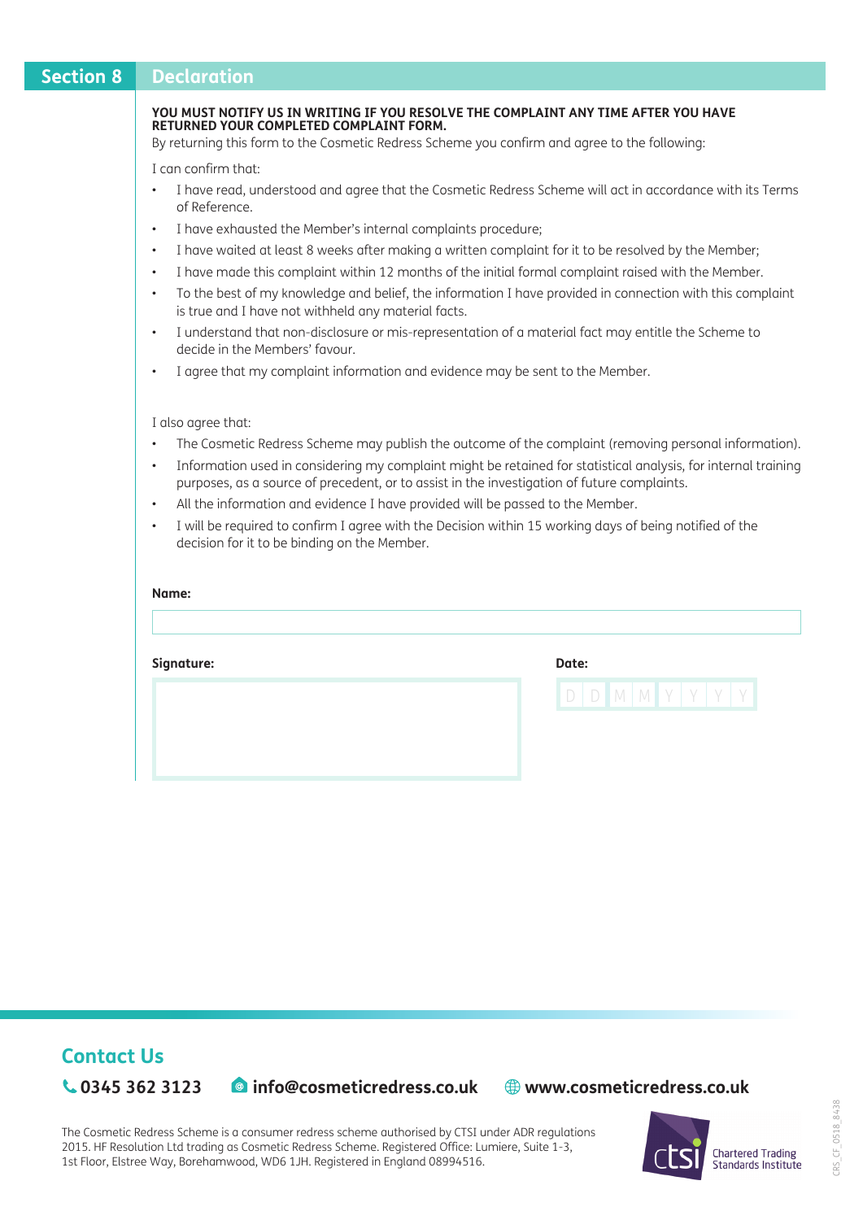## Section 8 Declaration

**YOU MUST NOTIFY US IN WRITING IF YOU RESOLVE THE COMPLAINT ANY TIME AFTER YOU HAVE RETURNED YOUR COMPLETED COMPLAINT FORM.**

By returning this form to the Cosmetic Redress Scheme you confirm and agree to the following:

I can confirm that:

- I have read, understood and agree that the Cosmetic Redress Scheme will act in accordance with its Terms of Reference.
- I have exhausted the Member's internal complaints procedure;
- I have waited at least 8 weeks after making a written complaint for it to be resolved by the Member;
- I have made this complaint within 12 months of the initial formal complaint raised with the Member.
- To the best of my knowledge and belief, the information I have provided in connection with this complaint is true and I have not withheld any material facts.
- I understand that non-disclosure or mis-representation of a material fact may entitle the Scheme to decide in the Members' favour.
- I agree that my complaint information and evidence may be sent to the Member.

I also agree that:

- The Cosmetic Redress Scheme may publish the outcome of the complaint (removing personal information).
- Information used in considering my complaint might be retained for statistical analysis, for internal training purposes, as a source of precedent, or to assist in the investigation of future complaints.
- All the information and evidence I have provided will be passed to the Member.
- I will be required to confirm I agree with the Decision within 15 working days of being notified of the decision for it to be binding on the Member.

**Name:**

**Signature:**

**Date:** D D M M Y Y Y Y

## Contact Us

0345 362 3123 info@cosmeticredress.co.uk www.cosmeticredress.co.uk

The Cosmetic Redress Scheme is a consumer redress scheme authorised by CTSI under ADR regulations 2015. HF Resolution Ltd trading as Cosmetic Redress Scheme. Registered Office: Lumiere, Suite 1-3, 1st Floor, Elstree Way, Borehamwood, WD6 1JH. Registered in England 08994516.

ctsi Chartered Trading Standards Institute

CRS_CF_0518_8438